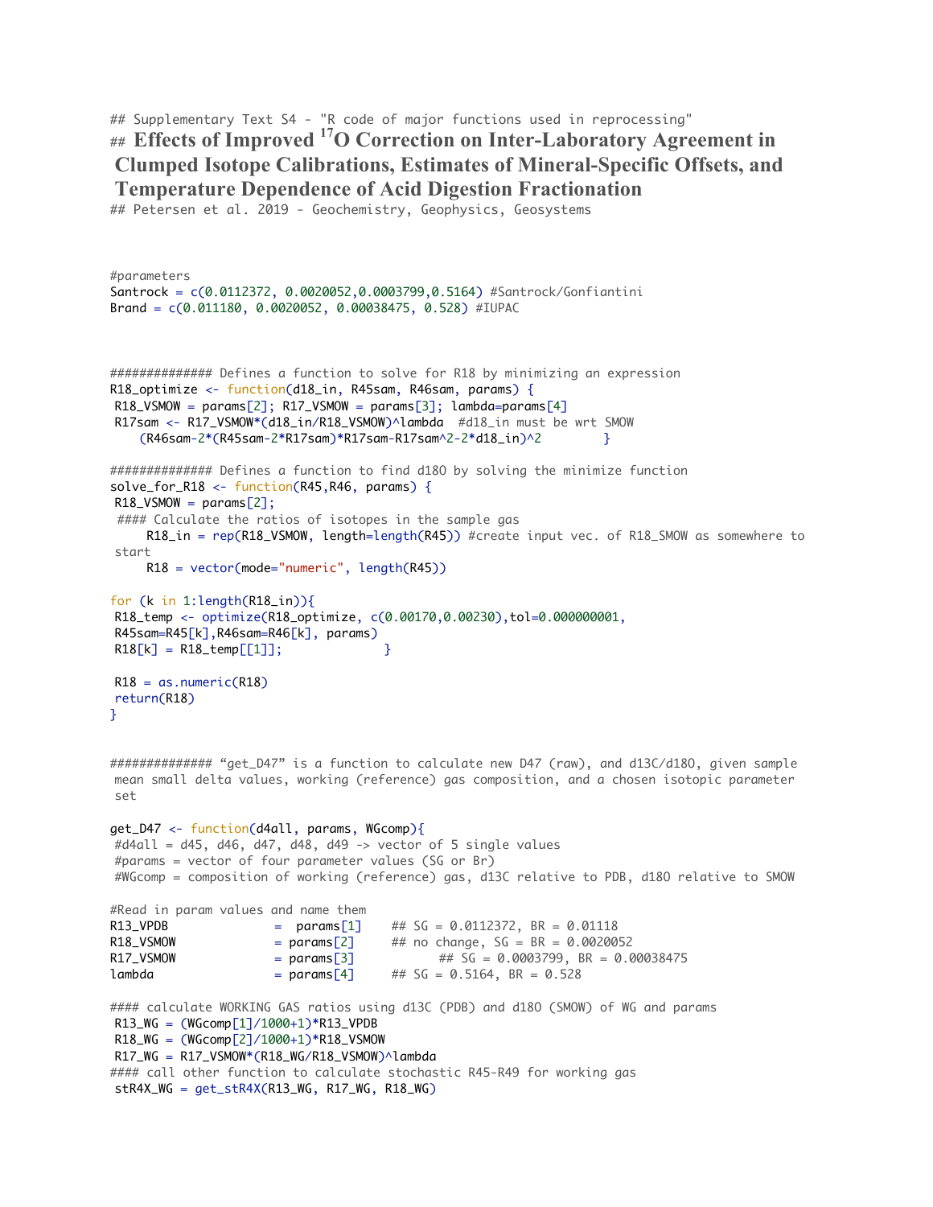## Supplementary Text S4 - "R code of major functions used in reprocessing"

## Effects of Improved $^{17}$O Correction on Inter-Laboratory Agreement in Clumped Isotope Calibrations, Estimates of Mineral-Specific Offsets, and Temperature Dependence of Acid Digestion Fractionation

## Petersen et al. 2019 - Geochemistry, Geophysics, Geosystems

```
#parameters
Santrock = c(0.0112372, 0.0020052,0.0003799,0.5164) #Santrock/Gonfiantini
Brand = c(0.011180, 0.0020052, 0.00038475, 0.528) #IUPAC



############## Defines a function to solve for R18 by minimizing an expression
R18_optimize <- function(d18_in, R45sam, R46sam, params) {
 R18_VSMOW = params[2]; R17_VSMOW = params[3]; lambda=params[4]
 R17sam <- R17_VSMOW*(d18_in/R18_VSMOW)^lambda  #d18_in must be wrt SMOW
    (R46sam-2*(R45sam-2*R17sam)*R17sam-R17sam^2-2*d18_in)^2        }

############## Defines a function to find d18O by solving the minimize function
solve_for_R18 <- function(R45,R46, params) {
 R18_VSMOW = params[2];
 #### Calculate the ratios of isotopes in the sample gas
     R18_in = rep(R18_VSMOW, length=length(R45)) #create input vec. of R18_SMOW as somewhere to
 start
     R18 = vector(mode="numeric", length(R45))

for (k in 1:length(R18_in)){
 R18_temp <- optimize(R18_optimize, c(0.00170,0.00230),tol=0.000000001,
 R45sam=R45[k],R46sam=R46[k], params)
 R18[k] = R18_temp[[1]];              }

 R18 = as.numeric(R18)
 return(R18)
}


############## "get_D47" is a function to calculate new D47 (raw), and d13C/d18O, given sample
 mean small delta values, working (reference) gas composition, and a chosen isotopic parameter
 set

get_D47 <- function(d4all, params, WGcomp){
 #d4all = d45, d46, d47, d48, d49 -> vector of 5 single values
 #params = vector of four parameter values (SG or Br)
 #WGcomp = composition of working (reference) gas, d13C relative to PDB, d18O relative to SMOW

#Read in param values and name them
R13_VPDB              =  params[1]    ## SG = 0.0112372, BR = 0.01118
R18_VSMOW             = params[2]     ## no change, SG = BR = 0.0020052
R17_VSMOW             = params[3]           ## SG = 0.0003799, BR = 0.00038475
lambda                = params[4]     ## SG = 0.5164, BR = 0.528

#### calculate WORKING GAS ratios using d13C (PDB) and d18O (SMOW) of WG and params
 R13_WG = (WGcomp[1]/1000+1)*R13_VPDB
 R18_WG = (WGcomp[2]/1000+1)*R18_VSMOW
 R17_WG = R17_VSMOW*(R18_WG/R18_VSMOW)^lambda
#### call other function to calculate stochastic R45-R49 for working gas
 stR4X_WG = get_stR4X(R13_WG, R17_WG, R18_WG)
```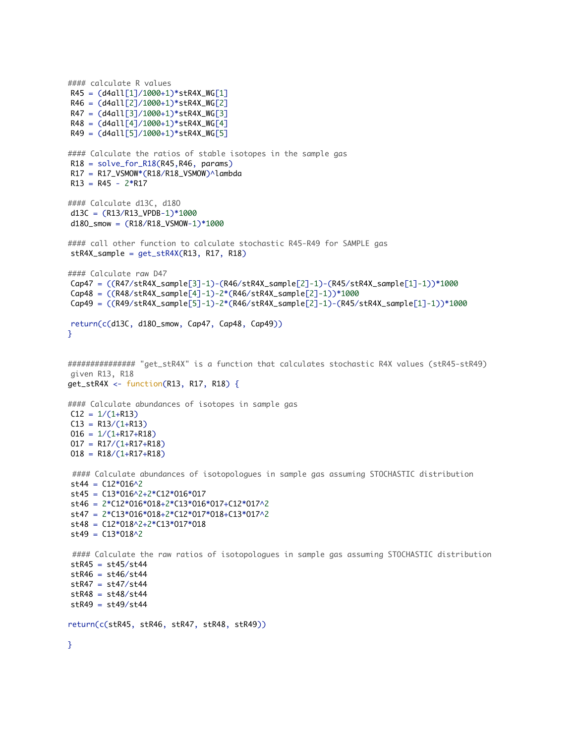```r
#### calculate R values
 R45 = (d4all[1]/1000+1)*stR4X_WG[1]
 R46 = (d4all[2]/1000+1)*stR4X_WG[2]
 R47 = (d4all[3]/1000+1)*stR4X_WG[3]
 R48 = (d4all[4]/1000+1)*stR4X_WG[4]
 R49 = (d4all[5]/1000+1)*stR4X_WG[5]

#### Calculate the ratios of stable isotopes in the sample gas
 R18 = solve_for_R18(R45,R46, params)
 R17 = R17_VSMOW*(R18/R18_VSMOW)^lambda
 R13 = R45 - 2*R17

#### Calculate d13C, d18O
 d13C = (R13/R13_VPDB-1)*1000
 d18O_smow = (R18/R18_VSMOW-1)*1000

#### call other function to calculate stochastic R45-R49 for SAMPLE gas
 stR4X_sample = get_stR4X(R13, R17, R18)

#### Calculate raw D47
 Cap47 = ((R47/stR4X_sample[3]-1)-(R46/stR4X_sample[2]-1)-(R45/stR4X_sample[1]-1))*1000
 Cap48 = ((R48/stR4X_sample[4]-1)-2*(R46/stR4X_sample[2]-1))*1000
 Cap49 = ((R49/stR4X_sample[5]-1)-2*(R46/stR4X_sample[2]-1)-(R45/stR4X_sample[1]-1))*1000

 return(c(d13C, d18O_smow, Cap47, Cap48, Cap49))
}


############### "get_stR4X" is a function that calculates stochastic R4X values (stR45-stR49)
 given R13, R18
get_stR4X <- function(R13, R17, R18) {

#### Calculate abundances of isotopes in sample gas
 C12 = 1/(1+R13)
 C13 = R13/(1+R13)
 O16 = 1/(1+R17+R18)
 O17 = R17/(1+R17+R18)
 O18 = R18/(1+R17+R18)

  #### Calculate abundances of isotopologues in sample gas assuming STOCHASTIC distribution
 st44 = C12*O16^2
 st45 = C13*O16^2+2*C12*O16*O17
 st46 = 2*C12*O16*O18+2*C13*O16*O17+C12*O17^2
 st47 = 2*C13*O16*O18+2*C12*O17*O18+C13*O17^2
 st48 = C12*O18^2+2*C13*O17*O18
 st49 = C13*O18^2

  #### Calculate the raw ratios of isotopologues in sample gas assuming STOCHASTIC distribution
 stR45 = st45/st44
 stR46 = st46/st44
 stR47 = st47/st44
 stR48 = st48/st44
 stR49 = st49/st44

return(c(stR45, stR46, stR47, stR48, stR49))

}
```